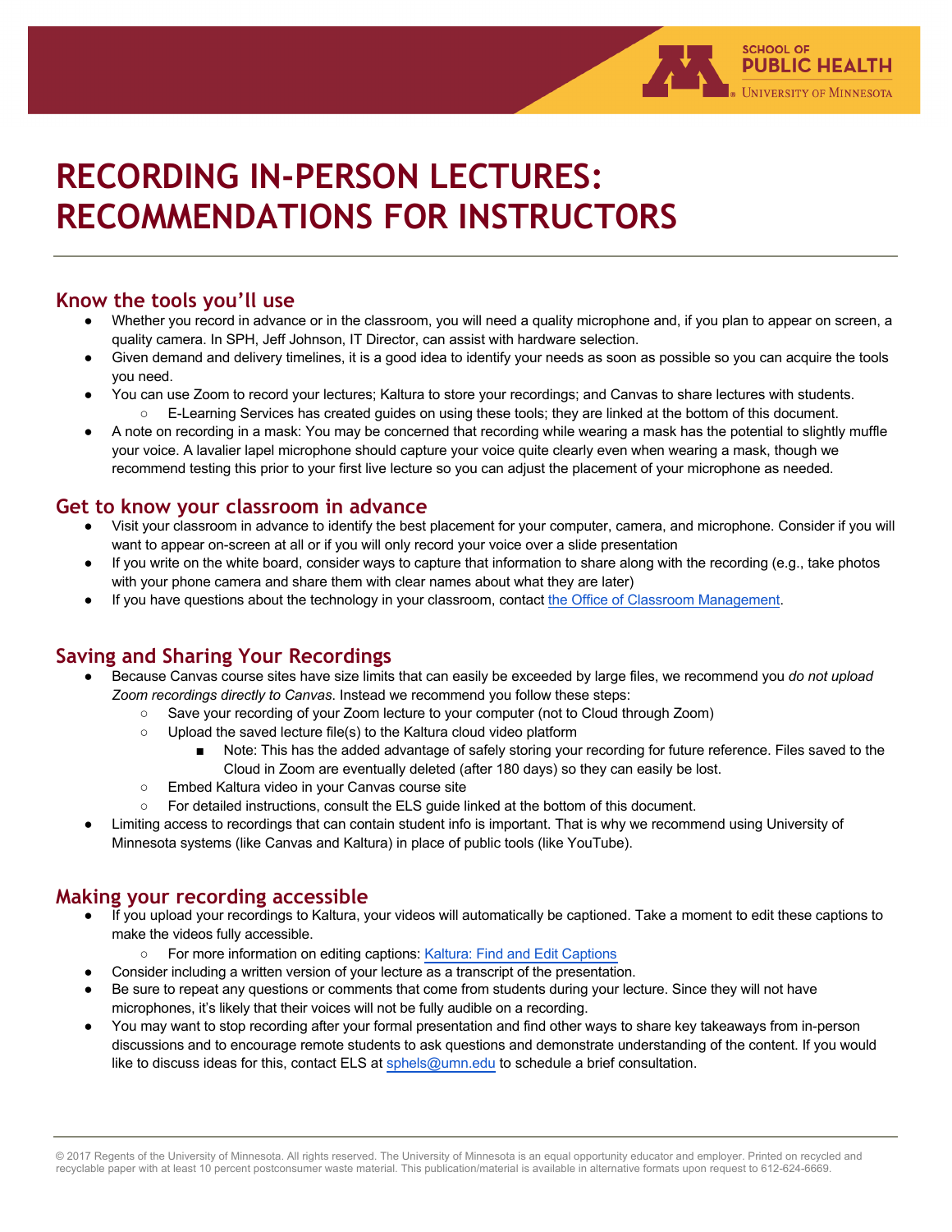# RECORDING IN-PERSON LECTURES: RECOMMENDATIONS FOR INSTRUCTORS

## Know the tools you'll use

- Whether you record in advance or in the classroom, you will need a quality microphone and, if you plan to appear on screen, a quality camera. In SPH, Jeff Johnson, IT Director, can assist with hardware selection.
- Given demand and delivery timelines, it is a good idea to identify your needs as soon as possible so you can acquire the tools you need.
- You can use Zoom to record your lectures; Kaltura to store your recordings; and Canvas to share lectures with students.
  - E-Learning Services has created guides on using these tools; they are linked at the bottom of this document.
- A note on recording in a mask: You may be concerned that recording while wearing a mask has the potential to slightly muffle your voice. A lavalier lapel microphone should capture your voice quite clearly even when wearing a mask, though we recommend testing this prior to your first live lecture so you can adjust the placement of your microphone as needed.

## Get to know your classroom in advance

- Visit your classroom in advance to identify the best placement for your computer, camera, and microphone. Consider if you will want to appear on-screen at all or if you will only record your voice over a slide presentation
- If you write on the white board, consider ways to capture that information to share along with the recording (e.g., take photos with your phone camera and share them with clear names about what they are later)
- If you have questions about the technology in your classroom, contact [the Office of Classroom Management](#).

## Saving and Sharing Your Recordings

- Because Canvas course sites have size limits that can easily be exceeded by large files, we recommend you *do not upload Zoom recordings directly to Canvas*. Instead we recommend you follow these steps:
  - Save your recording of your Zoom lecture to your computer (not to Cloud through Zoom)
  - Upload the saved lecture file(s) to the Kaltura cloud video platform
    - Note: This has the added advantage of safely storing your recording for future reference. Files saved to the Cloud in Zoom are eventually deleted (after 180 days) so they can easily be lost.
  - Embed Kaltura video in your Canvas course site
  - For detailed instructions, consult the ELS guide linked at the bottom of this document.
- Limiting access to recordings that can contain student info is important. That is why we recommend using University of Minnesota systems (like Canvas and Kaltura) in place of public tools (like YouTube).

## Making your recording accessible

- If you upload your recordings to Kaltura, your videos will automatically be captioned. Take a moment to edit these captions to make the videos fully accessible.
  - For more information on editing captions: [Kaltura: Find and Edit Captions](#)
- Consider including a written version of your lecture as a transcript of the presentation.
- Be sure to repeat any questions or comments that come from students during your lecture. Since they will not have microphones, it's likely that their voices will not be fully audible on a recording.
- You may want to stop recording after your formal presentation and find other ways to share key takeaways from in-person discussions and to encourage remote students to ask questions and demonstrate understanding of the content. If you would like to discuss ideas for this, contact ELS at sphels@umn.edu to schedule a brief consultation.

© 2017 Regents of the University of Minnesota. All rights reserved. The University of Minnesota is an equal opportunity educator and employer. Printed on recycled and recyclable paper with at least 10 percent postconsumer waste material. This publication/material is available in alternative formats upon request to 612-624-6669.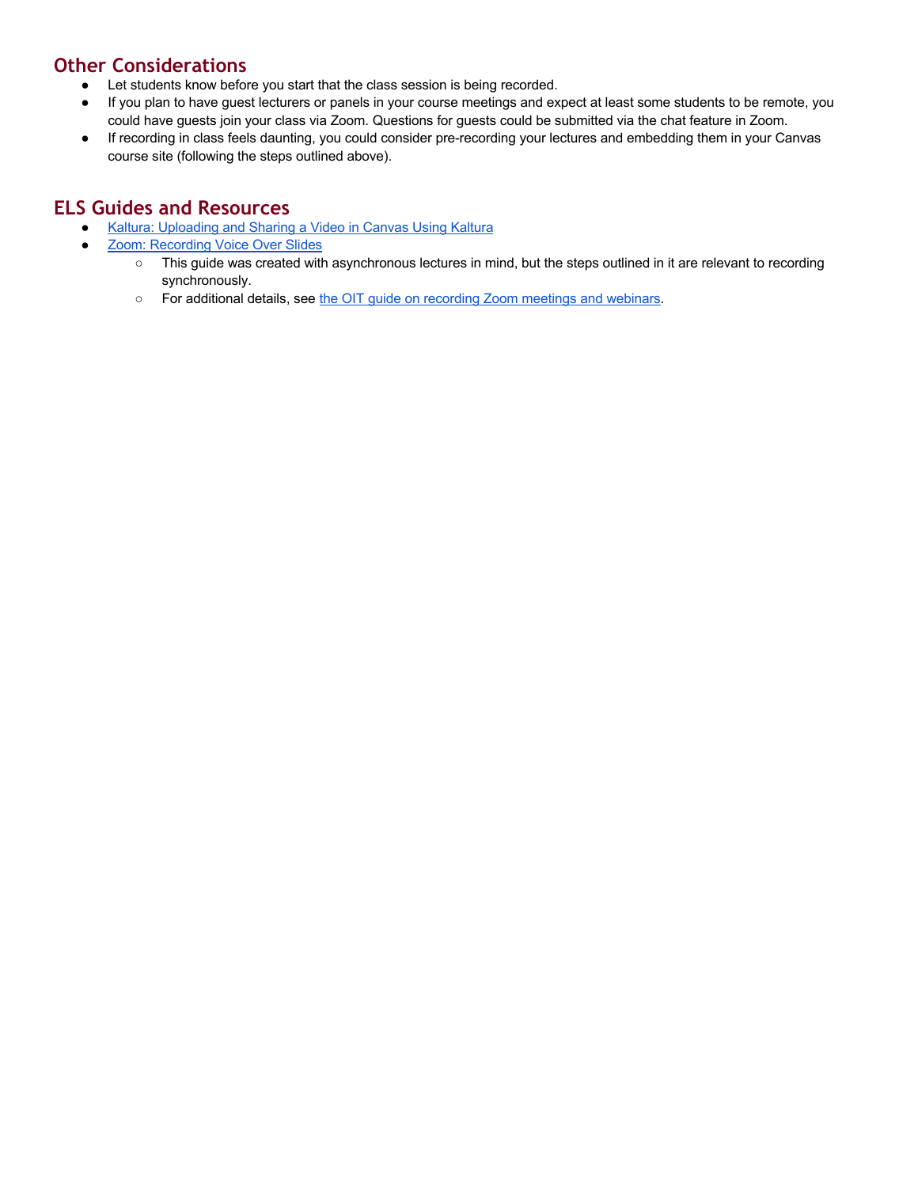## Other Considerations

- Let students know before you start that the class session is being recorded.
- If you plan to have guest lecturers or panels in your course meetings and expect at least some students to be remote, you could have guests join your class via Zoom. Questions for guests could be submitted via the chat feature in Zoom.
- If recording in class feels daunting, you could consider pre-recording your lectures and embedding them in your Canvas course site (following the steps outlined above).

## ELS Guides and Resources

- Kaltura: Uploading and Sharing a Video in Canvas Using Kaltura
- Zoom: Recording Voice Over Slides
  - This guide was created with asynchronous lectures in mind, but the steps outlined in it are relevant to recording synchronously.
  - For additional details, see the OIT guide on recording Zoom meetings and webinars.